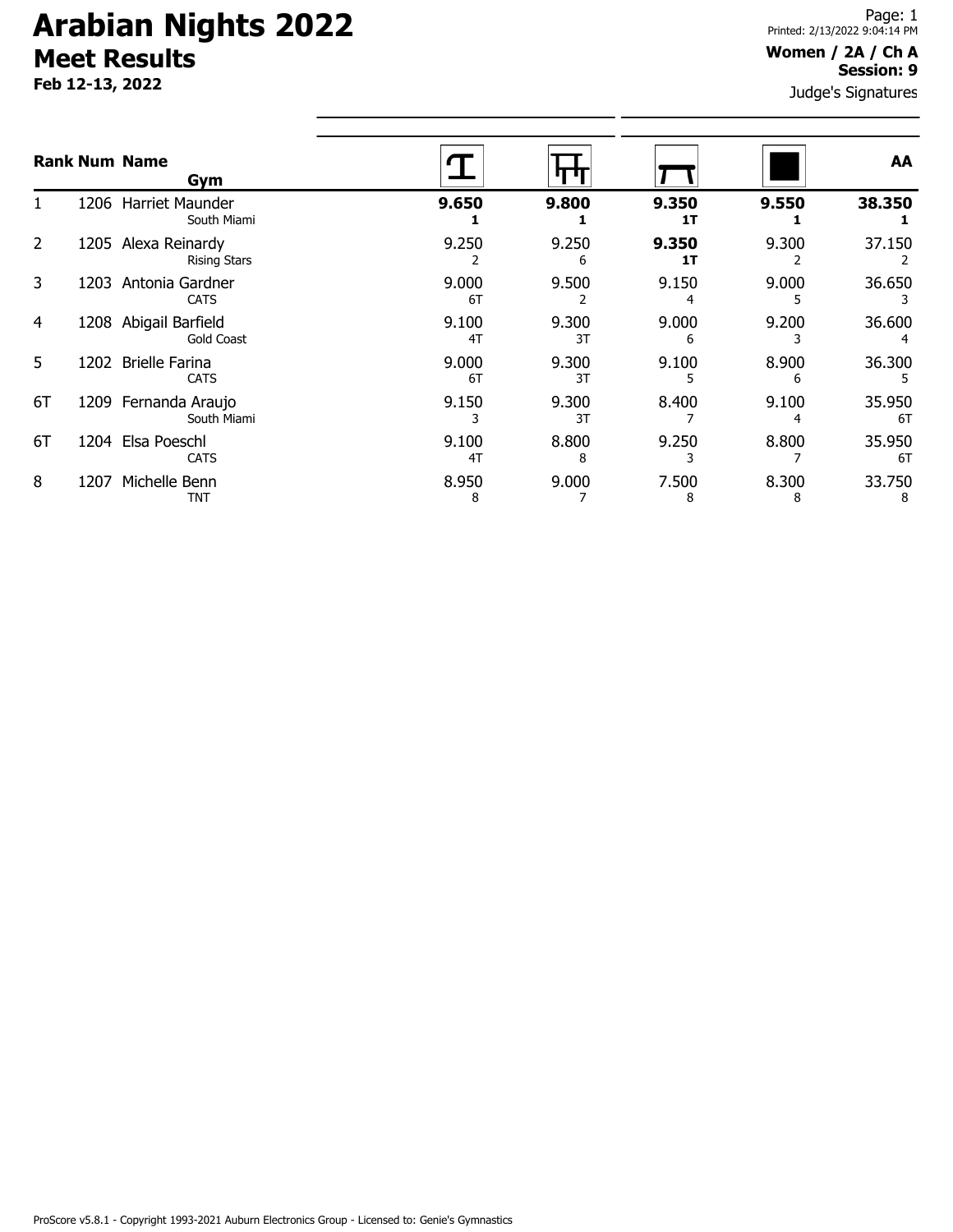# Arabian Nights 2022

## Meet Results

**Feb 12-13, 2022**

Page: 1
Printed: 2/13/2022 9:04:14 PM

**Women / 2A / Ch A**
**Session: 9**

Judge's Signatures

| Rank | Num | Name / Gym | Vault | Bars | Beam | Floor | AA |
|---|---|---|---|---|---|---|---|
| 1 | 1206 | Harriet Maunder<br>South Miami | **9.650**<br>**1** | **9.800**<br>**1** | **9.350**<br>**1T** | **9.550**<br>**1** | **38.350**<br>**1** |
| 2 | 1205 | Alexa Reinardy<br>Rising Stars | 9.250<br>2 | 9.250<br>6 | **9.350**<br>**1T** | 9.300<br>2 | 37.150<br>2 |
| 3 | 1203 | Antonia Gardner<br>CATS | 9.000<br>6T | 9.500<br>2 | 9.150<br>4 | 9.000<br>5 | 36.650<br>3 |
| 4 | 1208 | Abigail Barfield<br>Gold Coast | 9.100<br>4T | 9.300<br>3T | 9.000<br>6 | 9.200<br>3 | 36.600<br>4 |
| 5 | 1202 | Brielle Farina<br>CATS | 9.000<br>6T | 9.300<br>3T | 9.100<br>5 | 8.900<br>6 | 36.300<br>5 |
| 6T | 1209 | Fernanda Araujo<br>South Miami | 9.150<br>3 | 9.300<br>3T | 8.400<br>7 | 9.100<br>4 | 35.950<br>6T |
| 6T | 1204 | Elsa Poeschl<br>CATS | 9.100<br>4T | 8.800<br>8 | 9.250<br>3 | 8.800<br>7 | 35.950<br>6T |
| 8 | 1207 | Michelle Benn<br>TNT | 8.950<br>8 | 9.000<br>7 | 7.500<br>8 | 8.300<br>8 | 33.750<br>8 |

ProScore v5.8.1 - Copyright 1993-2021 Auburn Electronics Group - Licensed to: Genie's Gymnastics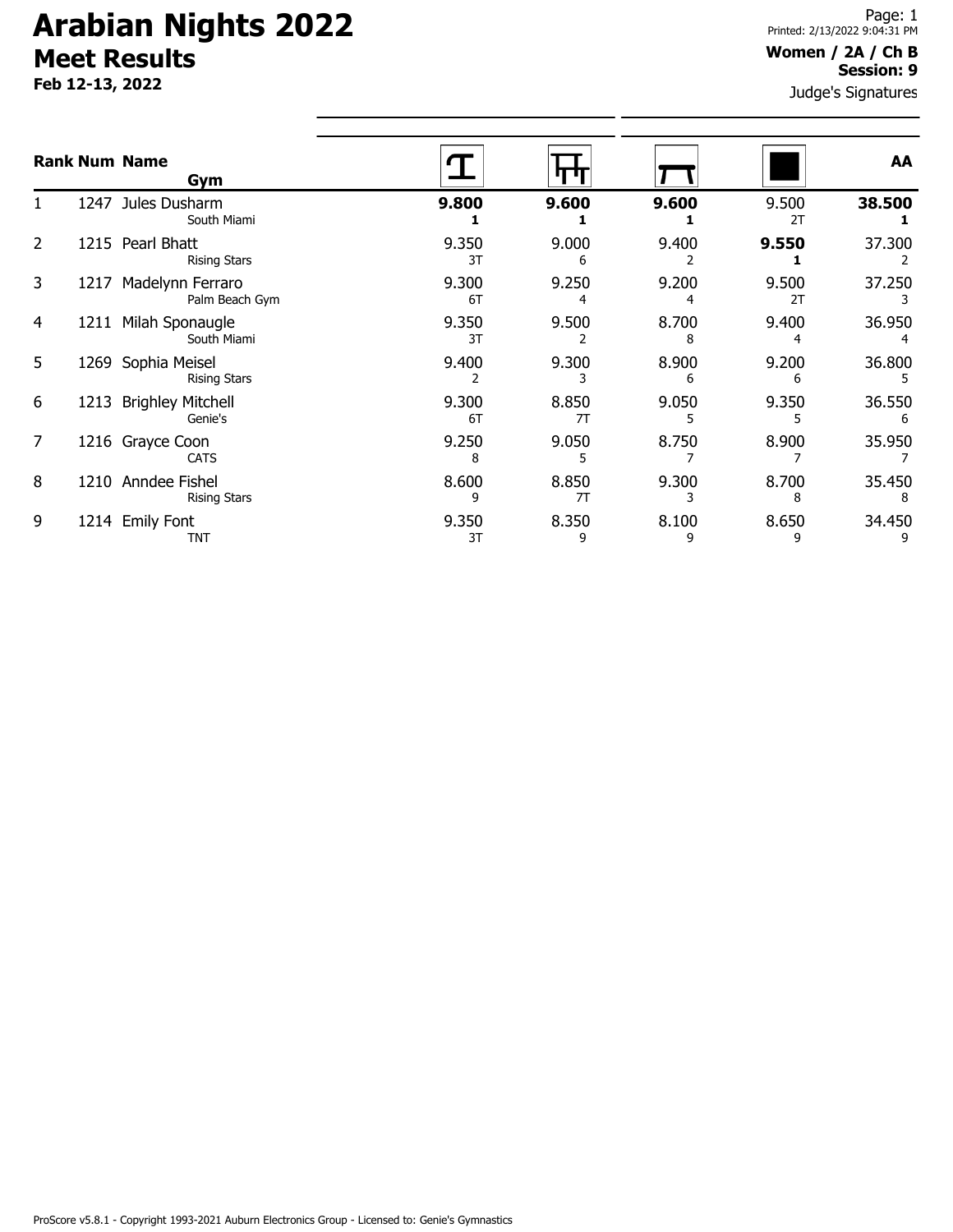# Arabian Nights 2022

## Meet Results

**Feb 12-13, 2022**

**Women / 2A / Ch B**
**Session: 9**

Judge's Signatures

| Rank | Num | Name / Gym | Vault | Bars | Beam | Floor | AA |
|---|---|---|---|---|---|---|---|
| 1 | 1247 | Jules Dusharm<br>South Miami | **9.800**<br>**1** | **9.600**<br>**1** | **9.600**<br>**1** | 9.500<br>2T | **38.500**<br>**1** |
| 2 | 1215 | Pearl Bhatt<br>Rising Stars | 9.350<br>3T | 9.000<br>6 | 9.400<br>2 | **9.550**<br>**1** | 37.300<br>2 |
| 3 | 1217 | Madelynn Ferraro<br>Palm Beach Gym | 9.300<br>6T | 9.250<br>4 | 9.200<br>4 | 9.500<br>2T | 37.250<br>3 |
| 4 | 1211 | Milah Sponaugle<br>South Miami | 9.350<br>3T | 9.500<br>2 | 8.700<br>8 | 9.400<br>4 | 36.950<br>4 |
| 5 | 1269 | Sophia Meisel<br>Rising Stars | 9.400<br>2 | 9.300<br>3 | 8.900<br>6 | 9.200<br>6 | 36.800<br>5 |
| 6 | 1213 | Brighley Mitchell<br>Genie's | 9.300<br>6T | 8.850<br>7T | 9.050<br>5 | 9.350<br>5 | 36.550<br>6 |
| 7 | 1216 | Grayce Coon<br>CATS | 9.250<br>8 | 9.050<br>5 | 8.750<br>7 | 8.900<br>7 | 35.950<br>7 |
| 8 | 1210 | Anndee Fishel<br>Rising Stars | 8.600<br>9 | 8.850<br>7T | 9.300<br>3 | 8.700<br>8 | 35.450<br>8 |
| 9 | 1214 | Emily Font<br>TNT | 9.350<br>3T | 8.350<br>9 | 8.100<br>9 | 8.650<br>9 | 34.450<br>9 |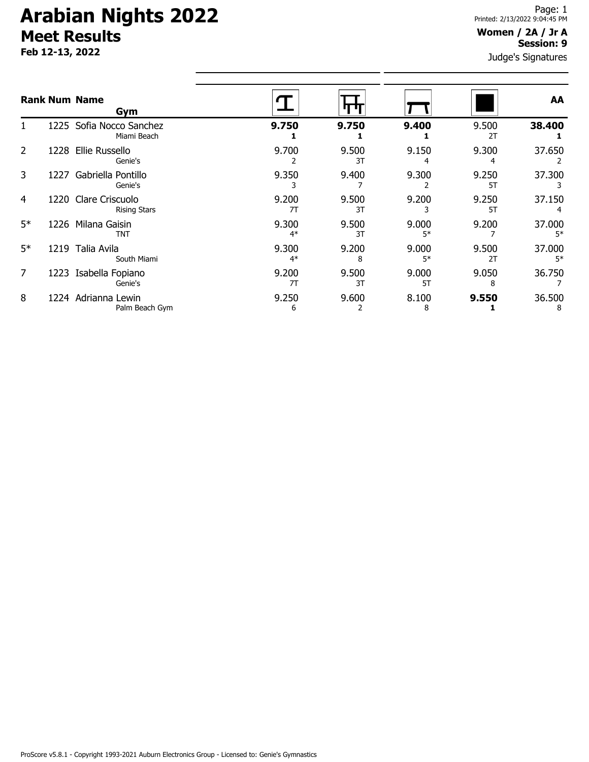# Arabian Nights 2022

## Meet Results

**Feb 12-13, 2022**

Printed: 2/13/2022 9:04:45 PM

**Women / 2A / Jr A**
**Session: 9**

Judge's Signatures

| Rank | Num | Name / Gym | Vault | Bars | Beam | Floor | AA |
|---|---|---|---|---|---|---|---|
| 1 | 1225 | Sofia Nocco Sanchez<br>Miami Beach | **9.750**<br>**1** | **9.750**<br>**1** | **9.400**<br>**1** | 9.500<br>2T | **38.400**<br>**1** |
| 2 | 1228 | Ellie Russello<br>Genie's | 9.700<br>2 | 9.500<br>3T | 9.150<br>4 | 9.300<br>4 | 37.650<br>2 |
| 3 | 1227 | Gabriella Pontillo<br>Genie's | 9.350<br>3 | 9.400<br>7 | 9.300<br>2 | 9.250<br>5T | 37.300<br>3 |
| 4 | 1220 | Clare Criscuolo<br>Rising Stars | 9.200<br>7T | 9.500<br>3T | 9.200<br>3 | 9.250<br>5T | 37.150<br>4 |
| 5* | 1226 | Milana Gaisin<br>TNT | 9.300<br>4* | 9.500<br>3T | 9.000<br>5* | 9.200<br>7 | 37.000<br>5* |
| 5* | 1219 | Talia Avila<br>South Miami | 9.300<br>4* | 9.200<br>8 | 9.000<br>5* | 9.500<br>2T | 37.000<br>5* |
| 7 | 1223 | Isabella Fopiano<br>Genie's | 9.200<br>7T | 9.500<br>3T | 9.000<br>5T | 9.050<br>8 | 36.750<br>7 |
| 8 | 1224 | Adrianna Lewin<br>Palm Beach Gym | 9.250<br>6 | 9.600<br>2 | 8.100<br>8 | **9.550**<br>**1** | 36.500<br>8 |

ProScore v5.8.1 - Copyright 1993-2021 Auburn Electronics Group - Licensed to: Genie's Gymnastics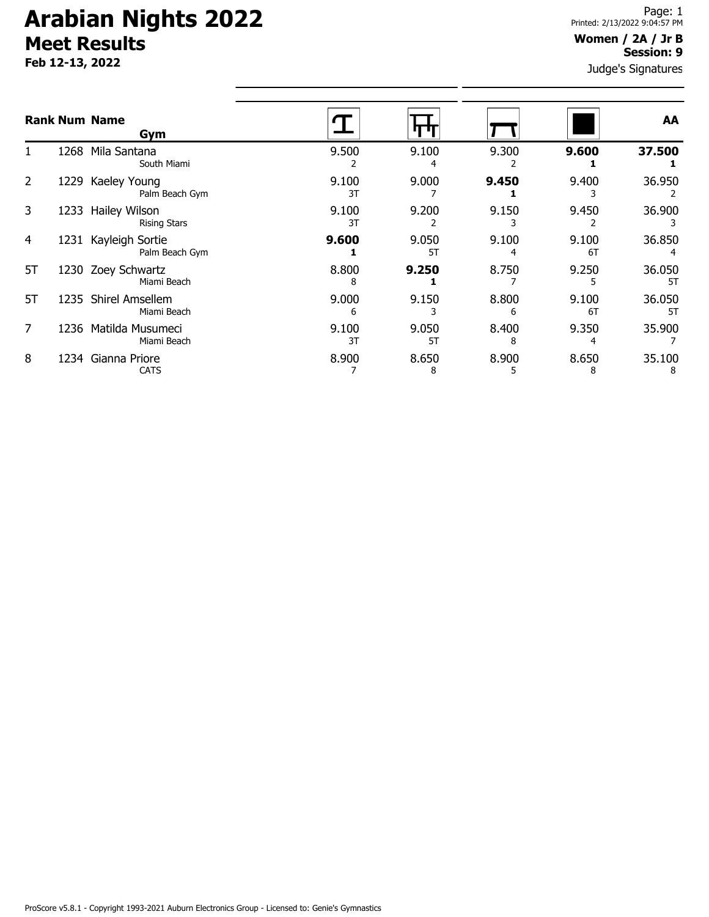# Arabian Nights 2022

## Meet Results

**Feb 12-13, 2022**

Printed: 2/13/2022 9:04:57 PM

**Women / 2A / Jr B**
**Session: 9**

Judge's Signatures

| Rank | Num | Name / Gym | Vault | Bars | Beam | Floor | AA |
|---|---|---|---|---|---|---|---|
| 1 | 1268 | Mila Santana<br>South Miami | 9.500<br>2 | 9.100<br>4 | 9.300<br>2 | **9.600**<br>**1** | **37.500**<br>**1** |
| 2 | 1229 | Kaeley Young<br>Palm Beach Gym | 9.100<br>3T | 9.000<br>7 | **9.450**<br>**1** | 9.400<br>3 | 36.950<br>2 |
| 3 | 1233 | Hailey Wilson<br>Rising Stars | 9.100<br>3T | 9.200<br>2 | 9.150<br>3 | 9.450<br>2 | 36.900<br>3 |
| 4 | 1231 | Kayleigh Sortie<br>Palm Beach Gym | **9.600**<br>**1** | 9.050<br>5T | 9.100<br>4 | 9.100<br>6T | 36.850<br>4 |
| 5T | 1230 | Zoey Schwartz<br>Miami Beach | 8.800<br>8 | **9.250**<br>**1** | 8.750<br>7 | 9.250<br>5 | 36.050<br>5T |
| 5T | 1235 | Shirel Amsellem<br>Miami Beach | 9.000<br>6 | 9.150<br>3 | 8.800<br>6 | 9.100<br>6T | 36.050<br>5T |
| 7 | 1236 | Matilda Musumeci<br>Miami Beach | 9.100<br>3T | 9.050<br>5T | 8.400<br>8 | 9.350<br>4 | 35.900<br>7 |
| 8 | 1234 | Gianna Priore<br>CATS | 8.900<br>7 | 8.650<br>8 | 8.900<br>5 | 8.650<br>8 | 35.100<br>8 |

ProScore v5.8.1 - Copyright 1993-2021 Auburn Electronics Group - Licensed to: Genie's Gymnastics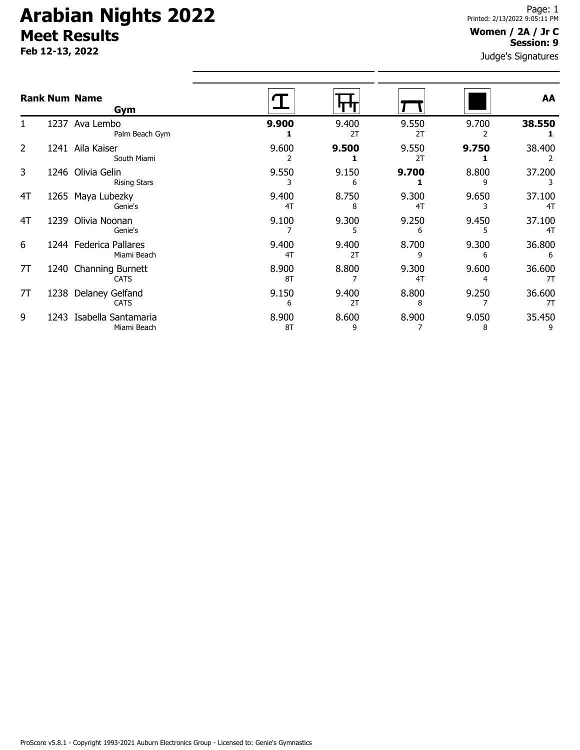# Arabian Nights 2022

## Meet Results

**Feb 12-13, 2022**

Printed: 2/13/2022 9:05:11 PM

**Women / 2A / Jr C**
**Session: 9**

Judge's Signatures

| Rank | Num | Name / Gym | Vault | Bars | Beam | Floor | AA |
|---|---|---|---|---|---|---|---|
| 1 | 1237 | Ava Lembo<br>Palm Beach Gym | **9.900**<br>**1** | 9.400<br>2T | 9.550<br>2T | 9.700<br>2 | **38.550**<br>**1** |
| 2 | 1241 | Aila Kaiser<br>South Miami | 9.600<br>2 | **9.500**<br>**1** | 9.550<br>2T | **9.750**<br>**1** | 38.400<br>2 |
| 3 | 1246 | Olivia Gelin<br>Rising Stars | 9.550<br>3 | 9.150<br>6 | **9.700**<br>**1** | 8.800<br>9 | 37.200<br>3 |
| 4T | 1265 | Maya Lubezky<br>Genie's | 9.400<br>4T | 8.750<br>8 | 9.300<br>4T | 9.650<br>3 | 37.100<br>4T |
| 4T | 1239 | Olivia Noonan<br>Genie's | 9.100<br>7 | 9.300<br>5 | 9.250<br>6 | 9.450<br>5 | 37.100<br>4T |
| 6 | 1244 | Federica Pallares<br>Miami Beach | 9.400<br>4T | 9.400<br>2T | 8.700<br>9 | 9.300<br>6 | 36.800<br>6 |
| 7T | 1240 | Channing Burnett<br>CATS | 8.900<br>8T | 8.800<br>7 | 9.300<br>4T | 9.600<br>4 | 36.600<br>7T |
| 7T | 1238 | Delaney Gelfand<br>CATS | 9.150<br>6 | 9.400<br>2T | 8.800<br>8 | 9.250<br>7 | 36.600<br>7T |
| 9 | 1243 | Isabella Santamaria<br>Miami Beach | 8.900<br>8T | 8.600<br>9 | 8.900<br>7 | 9.050<br>8 | 35.450<br>9 |

ProScore v5.8.1 - Copyright 1993-2021 Auburn Electronics Group - Licensed to: Genie's Gymnastics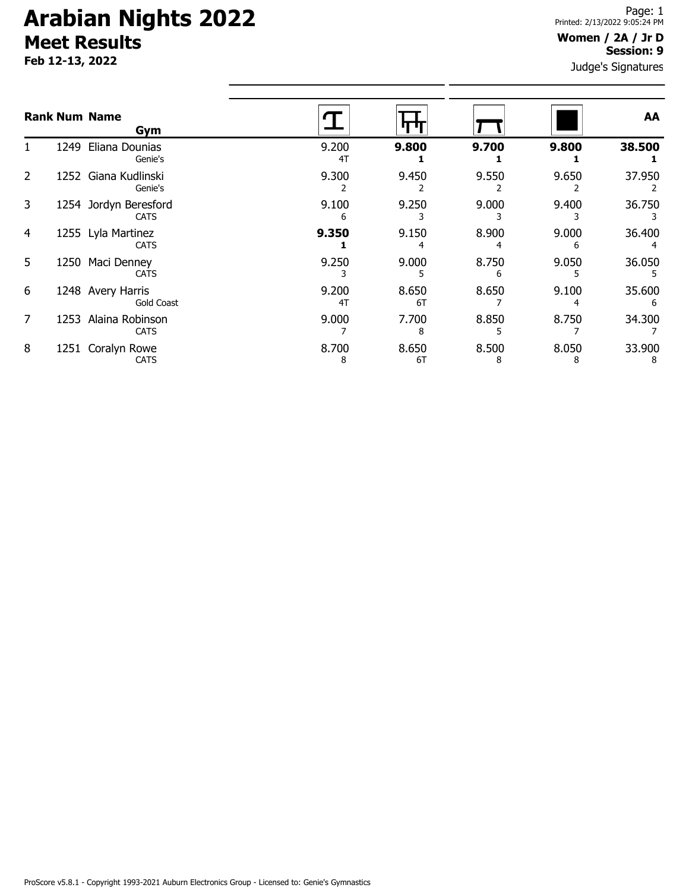# Arabian Nights 2022

## Meet Results

**Feb 12-13, 2022**

**Women / 2A / Jr D**
**Session: 9**

Judge's Signatures

| Rank | Num | Name / Gym | Vault | Bars | Beam | Floor | AA |
|---|---|---|---|---|---|---|---|
| 1 | 1249 | Eliana Dounias<br>Genie's | 9.200<br>4T | **9.800**<br>**1** | **9.700**<br>**1** | **9.800**<br>**1** | **38.500**<br>**1** |
| 2 | 1252 | Giana Kudlinski<br>Genie's | 9.300<br>2 | 9.450<br>2 | 9.550<br>2 | 9.650<br>2 | 37.950<br>2 |
| 3 | 1254 | Jordyn Beresford<br>CATS | 9.100<br>6 | 9.250<br>3 | 9.000<br>3 | 9.400<br>3 | 36.750<br>3 |
| 4 | 1255 | Lyla Martinez<br>CATS | **9.350**<br>**1** | 9.150<br>4 | 8.900<br>4 | 9.000<br>6 | 36.400<br>4 |
| 5 | 1250 | Maci Denney<br>CATS | 9.250<br>3 | 9.000<br>5 | 8.750<br>6 | 9.050<br>5 | 36.050<br>5 |
| 6 | 1248 | Avery Harris<br>Gold Coast | 9.200<br>4T | 8.650<br>6T | 8.650<br>7 | 9.100<br>4 | 35.600<br>6 |
| 7 | 1253 | Alaina Robinson<br>CATS | 9.000<br>7 | 7.700<br>8 | 8.850<br>5 | 8.750<br>7 | 34.300<br>7 |
| 8 | 1251 | Coralyn Rowe<br>CATS | 8.700<br>8 | 8.650<br>6T | 8.500<br>8 | 8.050<br>8 | 33.900<br>8 |

ProScore v5.8.1 - Copyright 1993-2021 Auburn Electronics Group - Licensed to: Genie's Gymnastics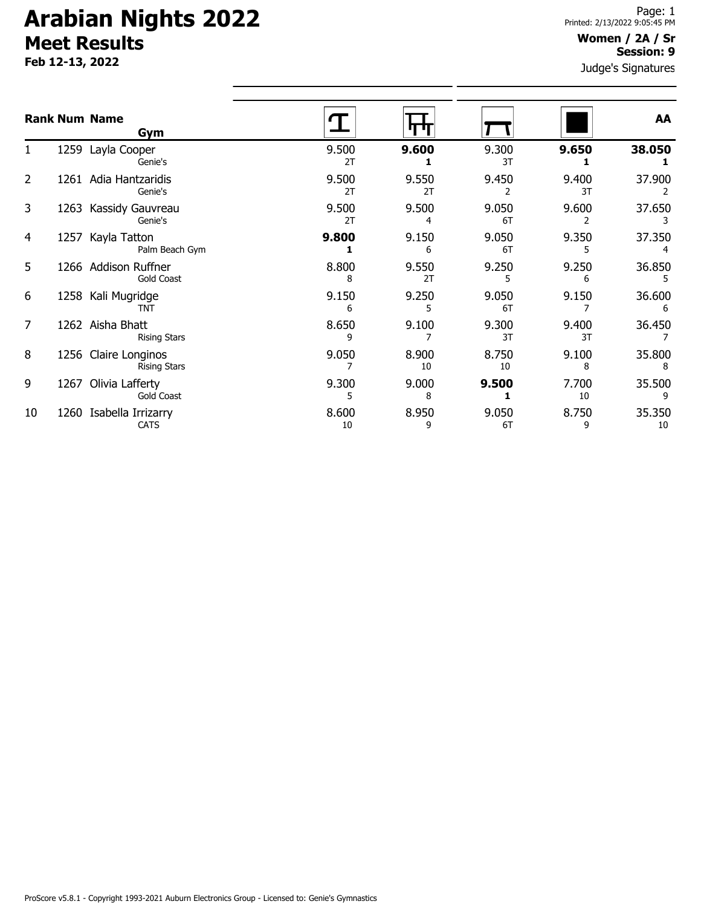# Arabian Nights 2022

## Meet Results

**Feb 12-13, 2022**

**Women / 2A / Sr**
**Session: 9**

Judge's Signatures

| Rank | Num | Name / Gym | Vault | Bars | Beam | Floor | AA |
|---|---|---|---|---|---|---|---|
| 1 | 1259 | Layla Cooper<br>Genie's | 9.500<br>2T | **9.600**<br>**1** | 9.300<br>3T | **9.650**<br>**1** | **38.050**<br>**1** |
| 2 | 1261 | Adia Hantzaridis<br>Genie's | 9.500<br>2T | 9.550<br>2T | 9.450<br>2 | 9.400<br>3T | 37.900<br>2 |
| 3 | 1263 | Kassidy Gauvreau<br>Genie's | 9.500<br>2T | 9.500<br>4 | 9.050<br>6T | 9.600<br>2 | 37.650<br>3 |
| 4 | 1257 | Kayla Tatton<br>Palm Beach Gym | **9.800**<br>**1** | 9.150<br>6 | 9.050<br>6T | 9.350<br>5 | 37.350<br>4 |
| 5 | 1266 | Addison Ruffner<br>Gold Coast | 8.800<br>8 | 9.550<br>2T | 9.250<br>5 | 9.250<br>6 | 36.850<br>5 |
| 6 | 1258 | Kali Mugridge<br>TNT | 9.150<br>6 | 9.250<br>5 | 9.050<br>6T | 9.150<br>7 | 36.600<br>6 |
| 7 | 1262 | Aisha Bhatt<br>Rising Stars | 8.650<br>9 | 9.100<br>7 | 9.300<br>3T | 9.400<br>3T | 36.450<br>7 |
| 8 | 1256 | Claire Longinos<br>Rising Stars | 9.050<br>7 | 8.900<br>10 | 8.750<br>10 | 9.100<br>8 | 35.800<br>8 |
| 9 | 1267 | Olivia Lafferty<br>Gold Coast | 9.300<br>5 | 9.000<br>8 | **9.500**<br>**1** | 7.700<br>10 | 35.500<br>9 |
| 10 | 1260 | Isabella Irrizarry<br>CATS | 8.600<br>10 | 8.950<br>9 | 9.050<br>6T | 8.750<br>9 | 35.350<br>10 |

ProScore v5.8.1 - Copyright 1993-2021 Auburn Electronics Group - Licensed to: Genie's Gymnastics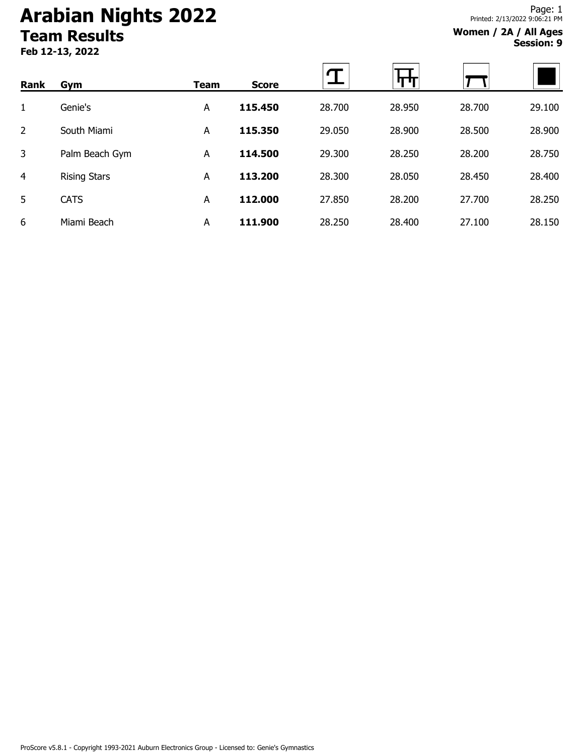# Arabian Nights 2022

## Team Results

**Feb 12-13, 2022**

Printed: 2/13/2022 9:06:21 PM

**Women / 2A / All Ages**
**Session: 9**

| Rank | Gym | Team | Score | Vault | Bars | Beam | Floor |
|---|---|---|---|---|---|---|---|
| 1 | Genie's | A | **115.450** | 28.700 | 28.950 | 28.700 | 29.100 |
| 2 | South Miami | A | **115.350** | 29.050 | 28.900 | 28.500 | 28.900 |
| 3 | Palm Beach Gym | A | **114.500** | 29.300 | 28.250 | 28.200 | 28.750 |
| 4 | Rising Stars | A | **113.200** | 28.300 | 28.050 | 28.450 | 28.400 |
| 5 | CATS | A | **112.000** | 27.850 | 28.200 | 27.700 | 28.250 |
| 6 | Miami Beach | A | **111.900** | 28.250 | 28.400 | 27.100 | 28.150 |

ProScore v5.8.1 - Copyright 1993-2021 Auburn Electronics Group - Licensed to: Genie's Gymnastics